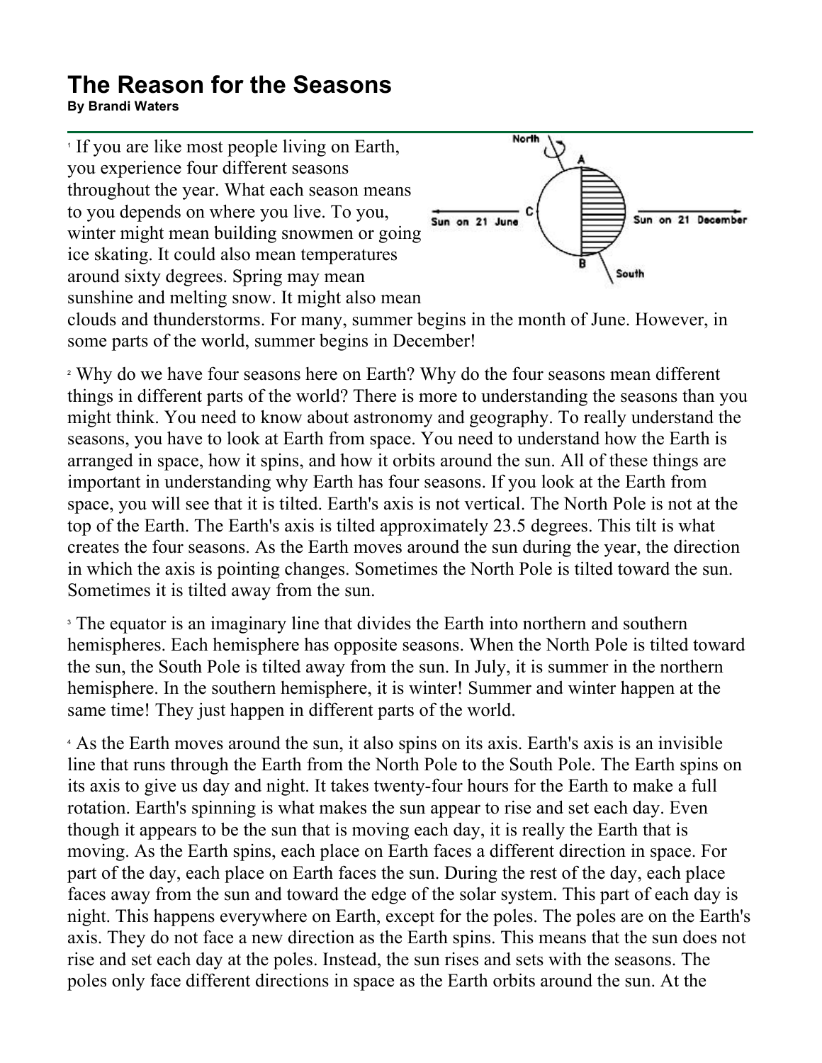# The Reason for the Seasons

**By Brandi Waters**

[1] If you are like most people living on Earth, you experience four different seasons throughout the year. What each season means to you depends on where you live. To you, winter might mean building snowmen or going ice skating. It could also mean temperatures around sixty degrees. Spring may mean sunshine and melting snow. It might also mean clouds and thunderstorms. For many, summer begins in the month of June. However, in some parts of the world, summer begins in December!

[2] Why do we have four seasons here on Earth? Why do the four seasons mean different things in different parts of the world? There is more to understanding the seasons than you might think. You need to know about astronomy and geography. To really understand the seasons, you have to look at Earth from space. You need to understand how the Earth is arranged in space, how it spins, and how it orbits around the sun. All of these things are important in understanding why Earth has four seasons. If you look at the Earth from space, you will see that it is tilted. Earth's axis is not vertical. The North Pole is not at the top of the Earth. The Earth's axis is tilted approximately 23.5 degrees. This tilt is what creates the four seasons. As the Earth moves around the sun during the year, the direction in which the axis is pointing changes. Sometimes the North Pole is tilted toward the sun. Sometimes it is tilted away from the sun.

[3] The equator is an imaginary line that divides the Earth into northern and southern hemispheres. Each hemisphere has opposite seasons. When the North Pole is tilted toward the sun, the South Pole is tilted away from the sun. In July, it is summer in the northern hemisphere. In the southern hemisphere, it is winter! Summer and winter happen at the same time! They just happen in different parts of the world.

[4] As the Earth moves around the sun, it also spins on its axis. Earth's axis is an invisible line that runs through the Earth from the North Pole to the South Pole. The Earth spins on its axis to give us day and night. It takes twenty-four hours for the Earth to make a full rotation. Earth's spinning is what makes the sun appear to rise and set each day. Even though it appears to be the sun that is moving each day, it is really the Earth that is moving. As the Earth spins, each place on Earth faces a different direction in space. For part of the day, each place on Earth faces the sun. During the rest of the day, each place faces away from the sun and toward the edge of the solar system. This part of each day is night. This happens everywhere on Earth, except for the poles. The poles are on the Earth's axis. They do not face a new direction as the Earth spins. This means that the sun does not rise and set each day at the poles. Instead, the sun rises and sets with the seasons. The poles only face different directions in space as the Earth orbits around the sun. At the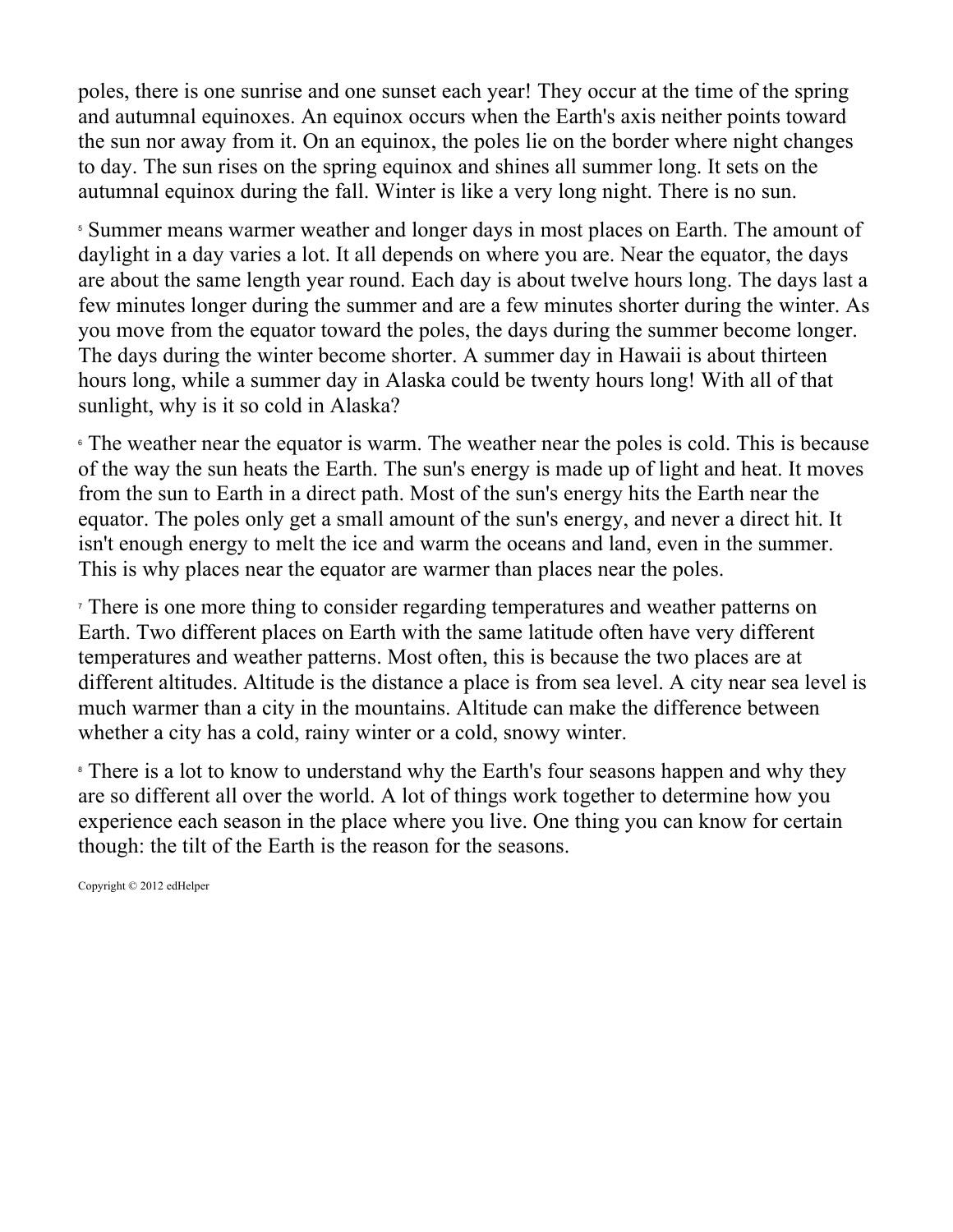poles, there is one sunrise and one sunset each year! They occur at the time of the spring and autumnal equinoxes. An equinox occurs when the Earth's axis neither points toward the sun nor away from it. On an equinox, the poles lie on the border where night changes to day. The sun rises on the spring equinox and shines all summer long. It sets on the autumnal equinox during the fall. Winter is like a very long night. There is no sun.

5 Summer means warmer weather and longer days in most places on Earth. The amount of daylight in a day varies a lot. It all depends on where you are. Near the equator, the days are about the same length year round. Each day is about twelve hours long. The days last a few minutes longer during the summer and are a few minutes shorter during the winter. As you move from the equator toward the poles, the days during the summer become longer. The days during the winter become shorter. A summer day in Hawaii is about thirteen hours long, while a summer day in Alaska could be twenty hours long! With all of that sunlight, why is it so cold in Alaska?

6 The weather near the equator is warm. The weather near the poles is cold. This is because of the way the sun heats the Earth. The sun's energy is made up of light and heat. It moves from the sun to Earth in a direct path. Most of the sun's energy hits the Earth near the equator. The poles only get a small amount of the sun's energy, and never a direct hit. It isn't enough energy to melt the ice and warm the oceans and land, even in the summer. This is why places near the equator are warmer than places near the poles.

7 There is one more thing to consider regarding temperatures and weather patterns on Earth. Two different places on Earth with the same latitude often have very different temperatures and weather patterns. Most often, this is because the two places are at different altitudes. Altitude is the distance a place is from sea level. A city near sea level is much warmer than a city in the mountains. Altitude can make the difference between whether a city has a cold, rainy winter or a cold, snowy winter.

8 There is a lot to know to understand why the Earth's four seasons happen and why they are so different all over the world. A lot of things work together to determine how you experience each season in the place where you live. One thing you can know for certain though: the tilt of the Earth is the reason for the seasons.

Copyright © 2012 edHelper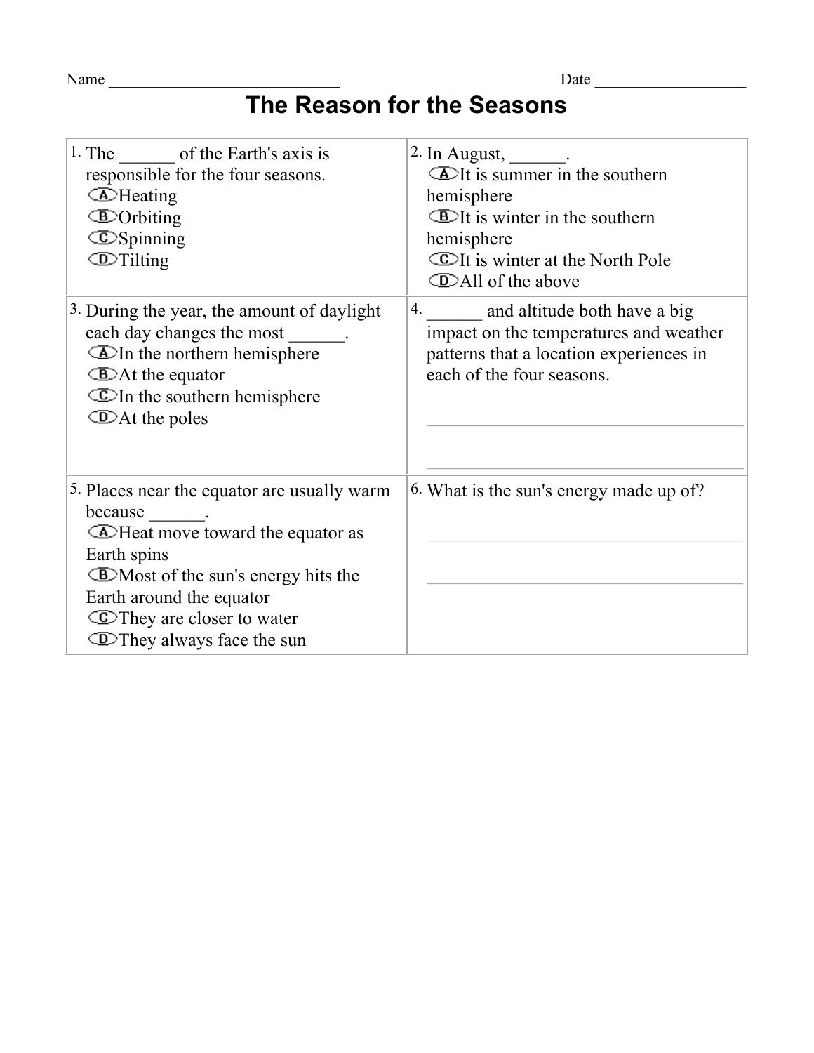Name ____________________________ Date ___________________

# The Reason for the Seasons

1. The ______ of the Earth's axis is responsible for the four seasons.
   - (A) Heating
   - (B) Orbiting
   - (C) Spinning
   - (D) Tilting

2. In August, ______.
   - (A) It is summer in the southern hemisphere
   - (B) It is winter in the southern hemisphere
   - (C) It is winter at the North Pole
   - (D) All of the above

3. During the year, the amount of daylight each day changes the most ______.
   - (A) In the northern hemisphere
   - (B) At the equator
   - (C) In the southern hemisphere
   - (D) At the poles

4. ______ and altitude both have a big impact on the temperatures and weather patterns that a location experiences in each of the four seasons.

   ________________________________________

   ________________________________________

5. Places near the equator are usually warm because ______.
   - (A) Heat move toward the equator as Earth spins
   - (B) Most of the sun's energy hits the Earth around the equator
   - (C) They are closer to water
   - (D) They always face the sun

6. What is the sun's energy made up of?

   ________________________________________

   ________________________________________